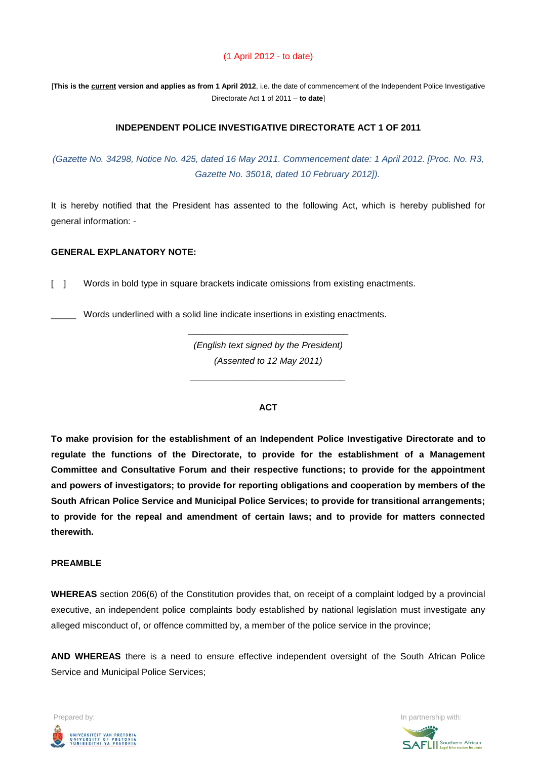(1 April 2012 - to date)

[**This is the <u>current</u> version and applies as from 1 April 2012**, i.e. the date of commencement of the Independent Police Investigative Directorate Act 1 of 2011 – **to date**]

**INDEPENDENT POLICE INVESTIGATIVE DIRECTORATE ACT 1 OF 2011**

*(Gazette No. 34298, Notice No. 425, dated 16 May 2011. Commencement date: 1 April 2012. [Proc. No. R3, Gazette No. 35018, dated 10 February 2012]).*

It is hereby notified that the President has assented to the following Act, which is hereby published for general information: -

**GENERAL EXPLANATORY NOTE:**

[ ] Words in bold type in square brackets indicate omissions from existing enactments.

_____ Words underlined with a solid line indicate insertions in existing enactments.

---

*(English text signed by the President)*

*(Assented to 12 May 2011)*

---

**ACT**

**To make provision for the establishment of an Independent Police Investigative Directorate and to regulate the functions of the Directorate, to provide for the establishment of a Management Committee and Consultative Forum and their respective functions; to provide for the appointment and powers of investigators; to provide for reporting obligations and cooperation by members of the South African Police Service and Municipal Police Services; to provide for transitional arrangements; to provide for the repeal and amendment of certain laws; and to provide for matters connected therewith.**

**PREAMBLE**

**WHEREAS** section 206(6) of the Constitution provides that, on receipt of a complaint lodged by a provincial executive, an independent police complaints body established by national legislation must investigate any alleged misconduct of, or offence committed by, a member of the police service in the province;

**AND WHEREAS** there is a need to ensure effective independent oversight of the South African Police Service and Municipal Police Services;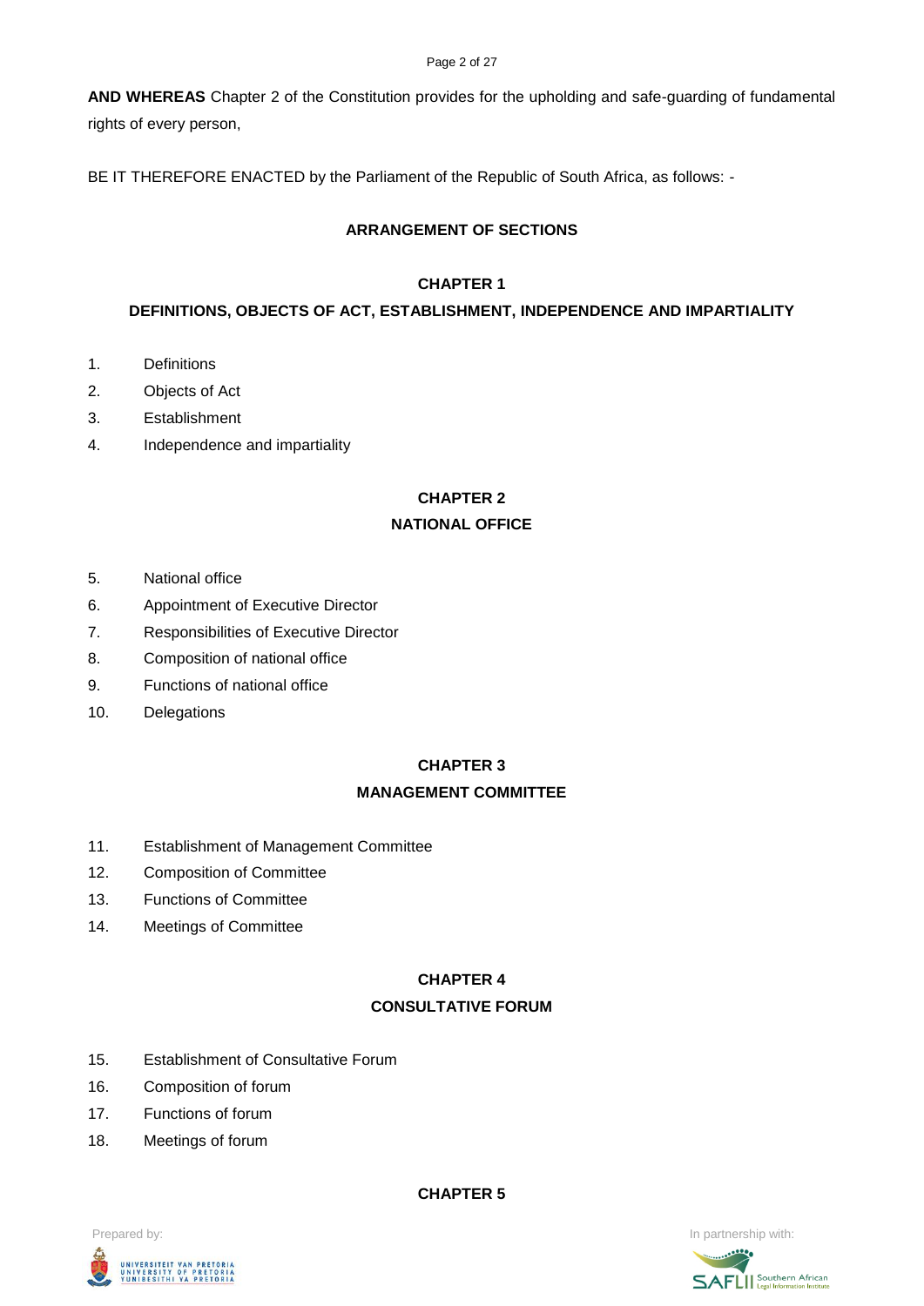**AND WHEREAS** Chapter 2 of the Constitution provides for the upholding and safe-guarding of fundamental rights of every person,

BE IT THEREFORE ENACTED by the Parliament of the Republic of South Africa, as follows: -

## ARRANGEMENT OF SECTIONS

### CHAPTER 1

### DEFINITIONS, OBJECTS OF ACT, ESTABLISHMENT, INDEPENDENCE AND IMPARTIALITY

1. Definitions
2. Objects of Act
3. Establishment
4. Independence and impartiality

### CHAPTER 2

### NATIONAL OFFICE

5. National office
6. Appointment of Executive Director
7. Responsibilities of Executive Director
8. Composition of national office
9. Functions of national office
10. Delegations

### CHAPTER 3

### MANAGEMENT COMMITTEE

11. Establishment of Management Committee
12. Composition of Committee
13. Functions of Committee
14. Meetings of Committee

### CHAPTER 4

### CONSULTATIVE FORUM

15. Establishment of Consultative Forum
16. Composition of forum
17. Functions of forum
18. Meetings of forum

### CHAPTER 5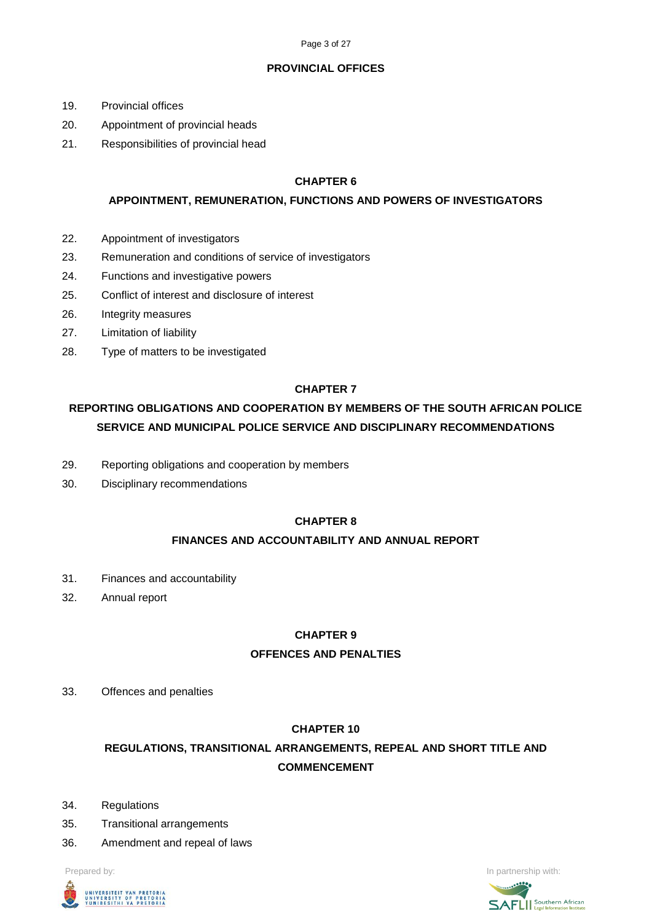**PROVINCIAL OFFICES**

19. Provincial offices
20. Appointment of provincial heads
21. Responsibilities of provincial head

**CHAPTER 6**

**APPOINTMENT, REMUNERATION, FUNCTIONS AND POWERS OF INVESTIGATORS**

22. Appointment of investigators
23. Remuneration and conditions of service of investigators
24. Functions and investigative powers
25. Conflict of interest and disclosure of interest
26. Integrity measures
27. Limitation of liability
28. Type of matters to be investigated

**CHAPTER 7**

**REPORTING OBLIGATIONS AND COOPERATION BY MEMBERS OF THE SOUTH AFRICAN POLICE SERVICE AND MUNICIPAL POLICE SERVICE AND DISCIPLINARY RECOMMENDATIONS**

29. Reporting obligations and cooperation by members
30. Disciplinary recommendations

**CHAPTER 8**

**FINANCES AND ACCOUNTABILITY AND ANNUAL REPORT**

31. Finances and accountability
32. Annual report

**CHAPTER 9**

**OFFENCES AND PENALTIES**

33. Offences and penalties

**CHAPTER 10**

**REGULATIONS, TRANSITIONAL ARRANGEMENTS, REPEAL AND SHORT TITLE AND COMMENCEMENT**

34. Regulations
35. Transitional arrangements
36. Amendment and repeal of laws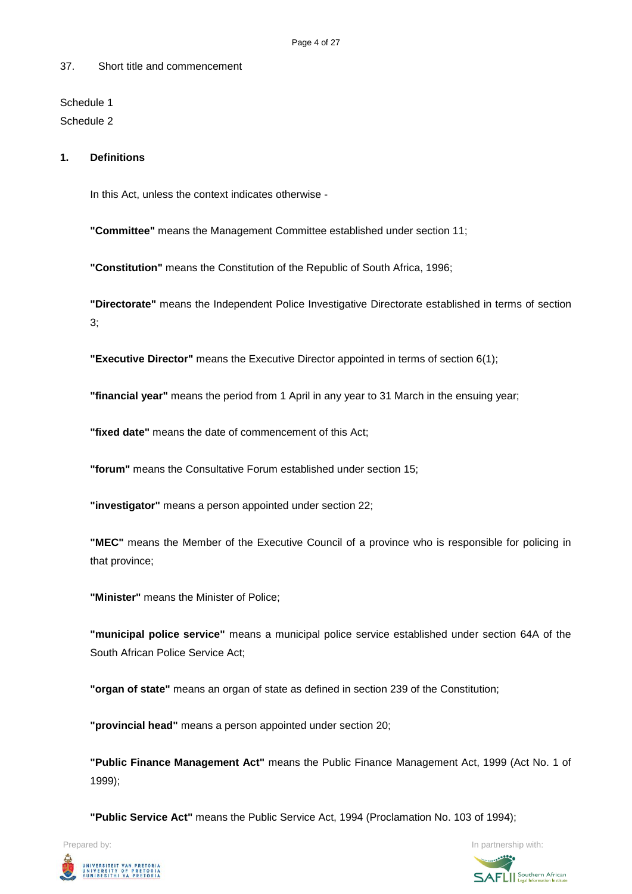37. Short title and commencement

Schedule 1

Schedule 2

**1. Definitions**

In this Act, unless the context indicates otherwise -

**"Committee"** means the Management Committee established under section 11;

**"Constitution"** means the Constitution of the Republic of South Africa, 1996;

**"Directorate"** means the Independent Police Investigative Directorate established in terms of section 3;

**"Executive Director"** means the Executive Director appointed in terms of section 6(1);

**"financial year"** means the period from 1 April in any year to 31 March in the ensuing year;

**"fixed date"** means the date of commencement of this Act;

**"forum"** means the Consultative Forum established under section 15;

**"investigator"** means a person appointed under section 22;

**"MEC"** means the Member of the Executive Council of a province who is responsible for policing in that province;

**"Minister"** means the Minister of Police;

**"municipal police service"** means a municipal police service established under section 64A of the South African Police Service Act;

**"organ of state"** means an organ of state as defined in section 239 of the Constitution;

**"provincial head"** means a person appointed under section 20;

**"Public Finance Management Act"** means the Public Finance Management Act, 1999 (Act No. 1 of 1999);

**"Public Service Act"** means the Public Service Act, 1994 (Proclamation No. 103 of 1994);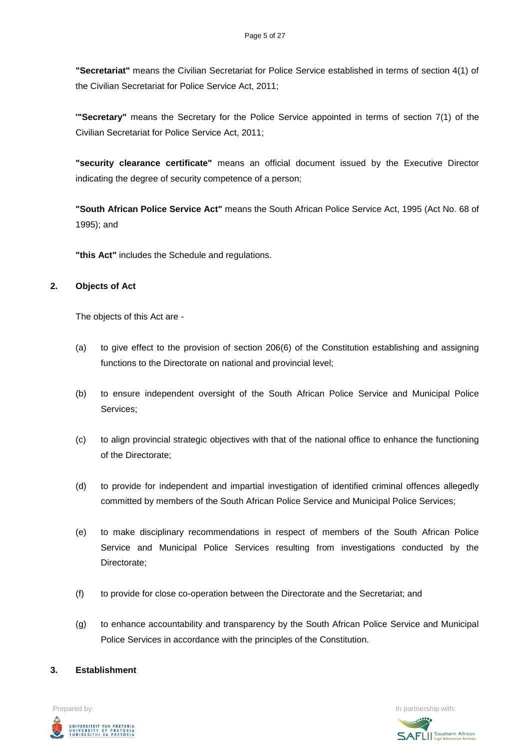**"Secretariat"** means the Civilian Secretariat for Police Service established in terms of section 4(1) of the Civilian Secretariat for Police Service Act, 2011;

**'"Secretary"** means the Secretary for the Police Service appointed in terms of section 7(1) of the Civilian Secretariat for Police Service Act, 2011;

**"security clearance certificate"** means an official document issued by the Executive Director indicating the degree of security competence of a person;

**"South African Police Service Act"** means the South African Police Service Act, 1995 (Act No. 68 of 1995); and

**"this Act"** includes the Schedule and regulations.

**2. Objects of Act**

The objects of this Act are -

(a) to give effect to the provision of section 206(6) of the Constitution establishing and assigning functions to the Directorate on national and provincial level;

(b) to ensure independent oversight of the South African Police Service and Municipal Police Services;

(c) to align provincial strategic objectives with that of the national office to enhance the functioning of the Directorate;

(d) to provide for independent and impartial investigation of identified criminal offences allegedly committed by members of the South African Police Service and Municipal Police Services;

(e) to make disciplinary recommendations in respect of members of the South African Police Service and Municipal Police Services resulting from investigations conducted by the Directorate;

(f) to provide for close co-operation between the Directorate and the Secretariat; and

(g) to enhance accountability and transparency by the South African Police Service and Municipal Police Services in accordance with the principles of the Constitution.

**3. Establishment**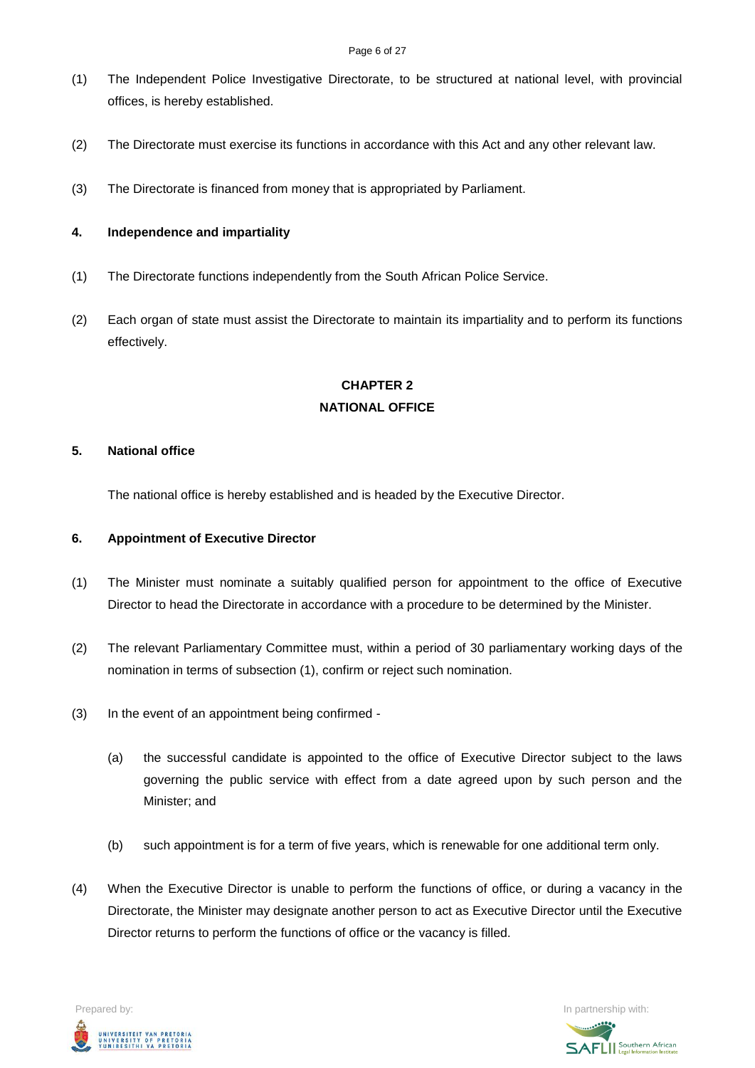(1) The Independent Police Investigative Directorate, to be structured at national level, with provincial offices, is hereby established.

(2) The Directorate must exercise its functions in accordance with this Act and any other relevant law.

(3) The Directorate is financed from money that is appropriated by Parliament.

### 4. Independence and impartiality

(1) The Directorate functions independently from the South African Police Service.

(2) Each organ of state must assist the Directorate to maintain its impartiality and to perform its functions effectively.

## CHAPTER 2
## NATIONAL OFFICE

### 5. National office

The national office is hereby established and is headed by the Executive Director.

### 6. Appointment of Executive Director

(1) The Minister must nominate a suitably qualified person for appointment to the office of Executive Director to head the Directorate in accordance with a procedure to be determined by the Minister.

(2) The relevant Parliamentary Committee must, within a period of 30 parliamentary working days of the nomination in terms of subsection (1), confirm or reject such nomination.

(3) In the event of an appointment being confirmed -

   (a) the successful candidate is appointed to the office of Executive Director subject to the laws governing the public service with effect from a date agreed upon by such person and the Minister; and

   (b) such appointment is for a term of five years, which is renewable for one additional term only.

(4) When the Executive Director is unable to perform the functions of office, or during a vacancy in the Directorate, the Minister may designate another person to act as Executive Director until the Executive Director returns to perform the functions of office or the vacancy is filled.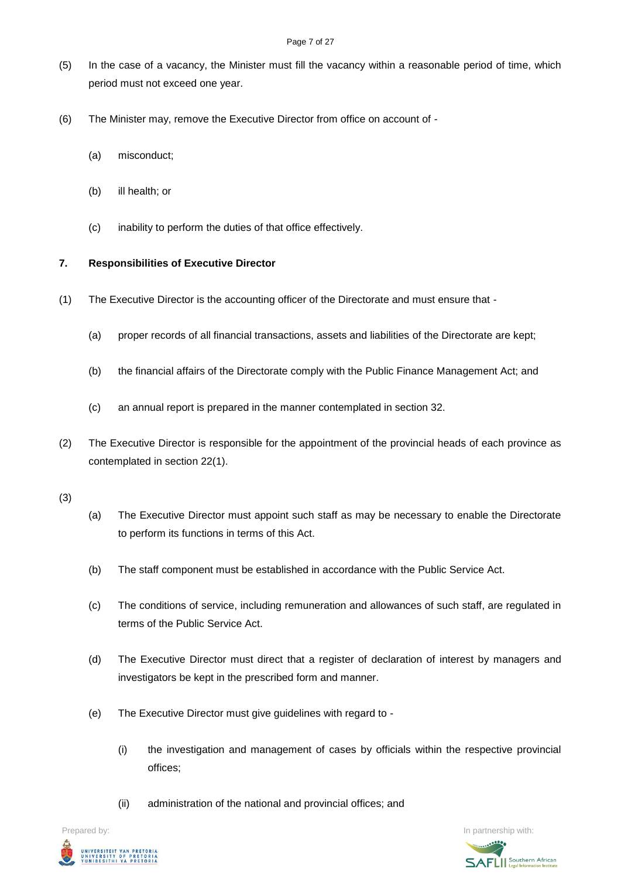(5) In the case of a vacancy, the Minister must fill the vacancy within a reasonable period of time, which period must not exceed one year.

(6) The Minister may, remove the Executive Director from office on account of -

(a) misconduct;

(b) ill health; or

(c) inability to perform the duties of that office effectively.

**7. Responsibilities of Executive Director**

(1) The Executive Director is the accounting officer of the Directorate and must ensure that -

(a) proper records of all financial transactions, assets and liabilities of the Directorate are kept;

(b) the financial affairs of the Directorate comply with the Public Finance Management Act; and

(c) an annual report is prepared in the manner contemplated in section 32.

(2) The Executive Director is responsible for the appointment of the provincial heads of each province as contemplated in section 22(1).

(3)

(a) The Executive Director must appoint such staff as may be necessary to enable the Directorate to perform its functions in terms of this Act.

(b) The staff component must be established in accordance with the Public Service Act.

(c) The conditions of service, including remuneration and allowances of such staff, are regulated in terms of the Public Service Act.

(d) The Executive Director must direct that a register of declaration of interest by managers and investigators be kept in the prescribed form and manner.

(e) The Executive Director must give guidelines with regard to -

(i) the investigation and management of cases by officials within the respective provincial offices;

(ii) administration of the national and provincial offices; and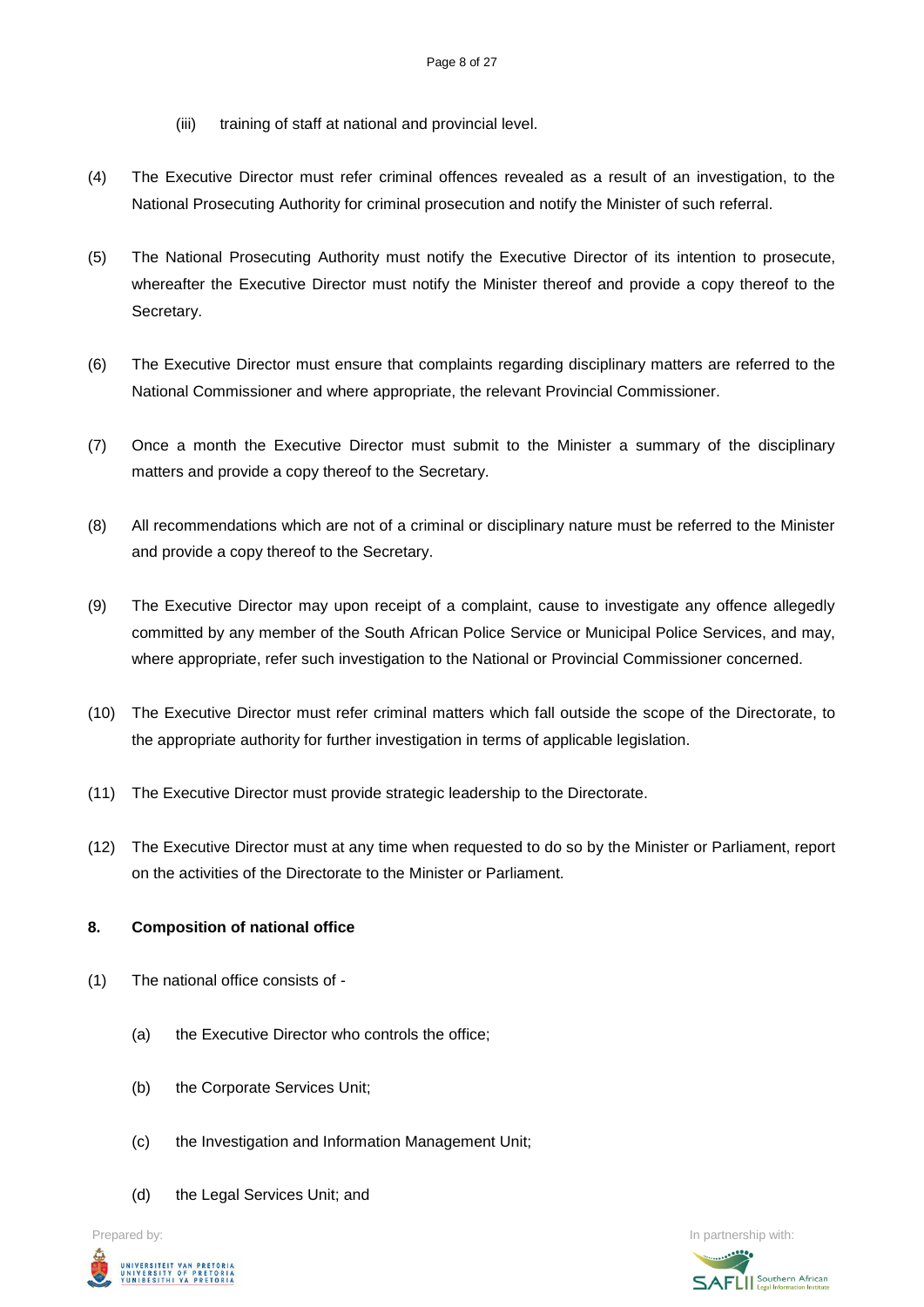(iii) training of staff at national and provincial level.

(4) The Executive Director must refer criminal offences revealed as a result of an investigation, to the National Prosecuting Authority for criminal prosecution and notify the Minister of such referral.

(5) The National Prosecuting Authority must notify the Executive Director of its intention to prosecute, whereafter the Executive Director must notify the Minister thereof and provide a copy thereof to the Secretary.

(6) The Executive Director must ensure that complaints regarding disciplinary matters are referred to the National Commissioner and where appropriate, the relevant Provincial Commissioner.

(7) Once a month the Executive Director must submit to the Minister a summary of the disciplinary matters and provide a copy thereof to the Secretary.

(8) All recommendations which are not of a criminal or disciplinary nature must be referred to the Minister and provide a copy thereof to the Secretary.

(9) The Executive Director may upon receipt of a complaint, cause to investigate any offence allegedly committed by any member of the South African Police Service or Municipal Police Services, and may, where appropriate, refer such investigation to the National or Provincial Commissioner concerned.

(10) The Executive Director must refer criminal matters which fall outside the scope of the Directorate, to the appropriate authority for further investigation in terms of applicable legislation.

(11) The Executive Director must provide strategic leadership to the Directorate.

(12) The Executive Director must at any time when requested to do so by the Minister or Parliament, report on the activities of the Directorate to the Minister or Parliament.

**8. Composition of national office**

(1) The national office consists of -

(a) the Executive Director who controls the office;

(b) the Corporate Services Unit;

(c) the Investigation and Information Management Unit;

(d) the Legal Services Unit; and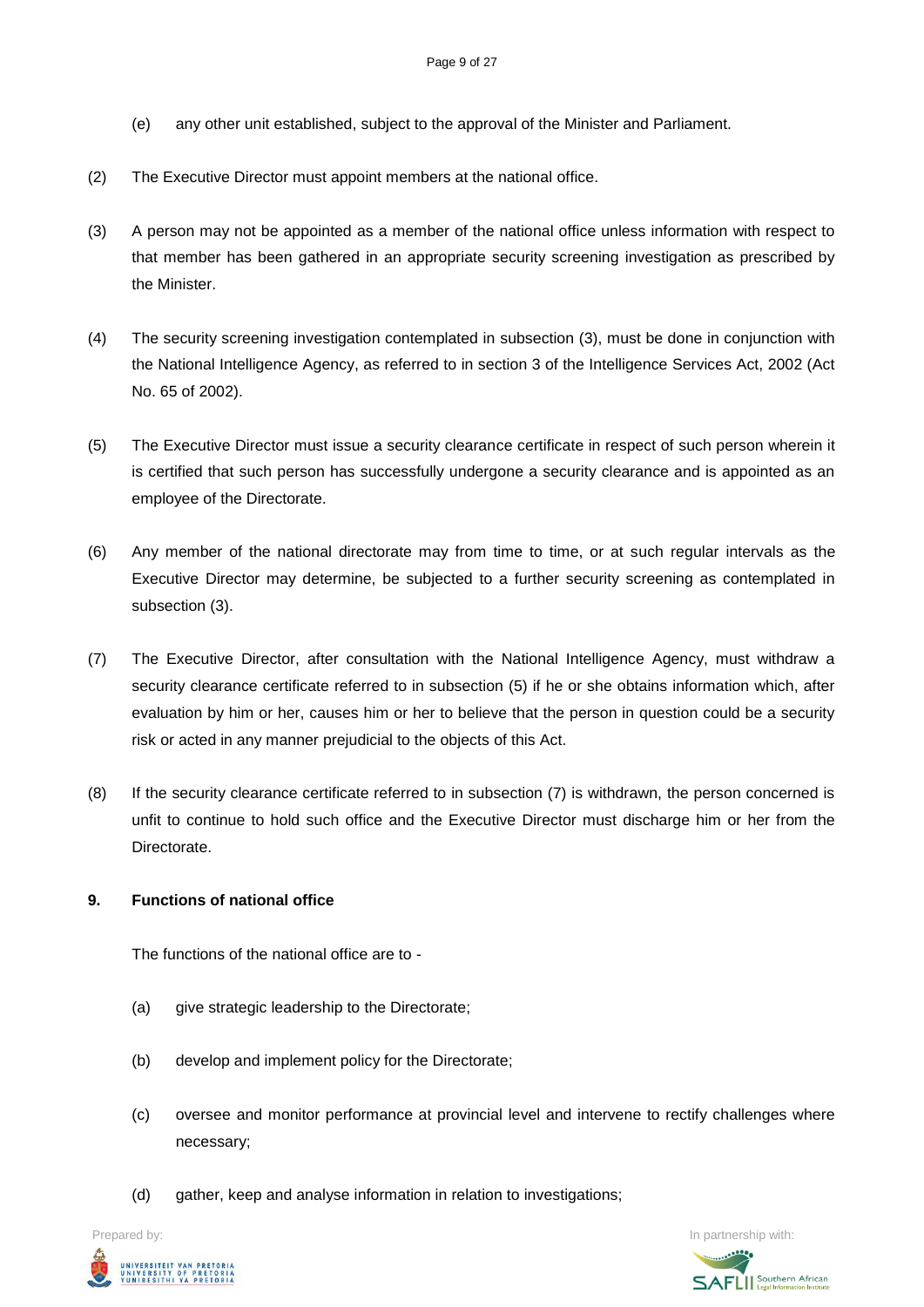(e) any other unit established, subject to the approval of the Minister and Parliament.

(2) The Executive Director must appoint members at the national office.

(3) A person may not be appointed as a member of the national office unless information with respect to that member has been gathered in an appropriate security screening investigation as prescribed by the Minister.

(4) The security screening investigation contemplated in subsection (3), must be done in conjunction with the National Intelligence Agency, as referred to in section 3 of the Intelligence Services Act, 2002 (Act No. 65 of 2002).

(5) The Executive Director must issue a security clearance certificate in respect of such person wherein it is certified that such person has successfully undergone a security clearance and is appointed as an employee of the Directorate.

(6) Any member of the national directorate may from time to time, or at such regular intervals as the Executive Director may determine, be subjected to a further security screening as contemplated in subsection (3).

(7) The Executive Director, after consultation with the National Intelligence Agency, must withdraw a security clearance certificate referred to in subsection (5) if he or she obtains information which, after evaluation by him or her, causes him or her to believe that the person in question could be a security risk or acted in any manner prejudicial to the objects of this Act.

(8) If the security clearance certificate referred to in subsection (7) is withdrawn, the person concerned is unfit to continue to hold such office and the Executive Director must discharge him or her from the Directorate.

**9. Functions of national office**

The functions of the national office are to -

(a) give strategic leadership to the Directorate;

(b) develop and implement policy for the Directorate;

(c) oversee and monitor performance at provincial level and intervene to rectify challenges where necessary;

(d) gather, keep and analyse information in relation to investigations;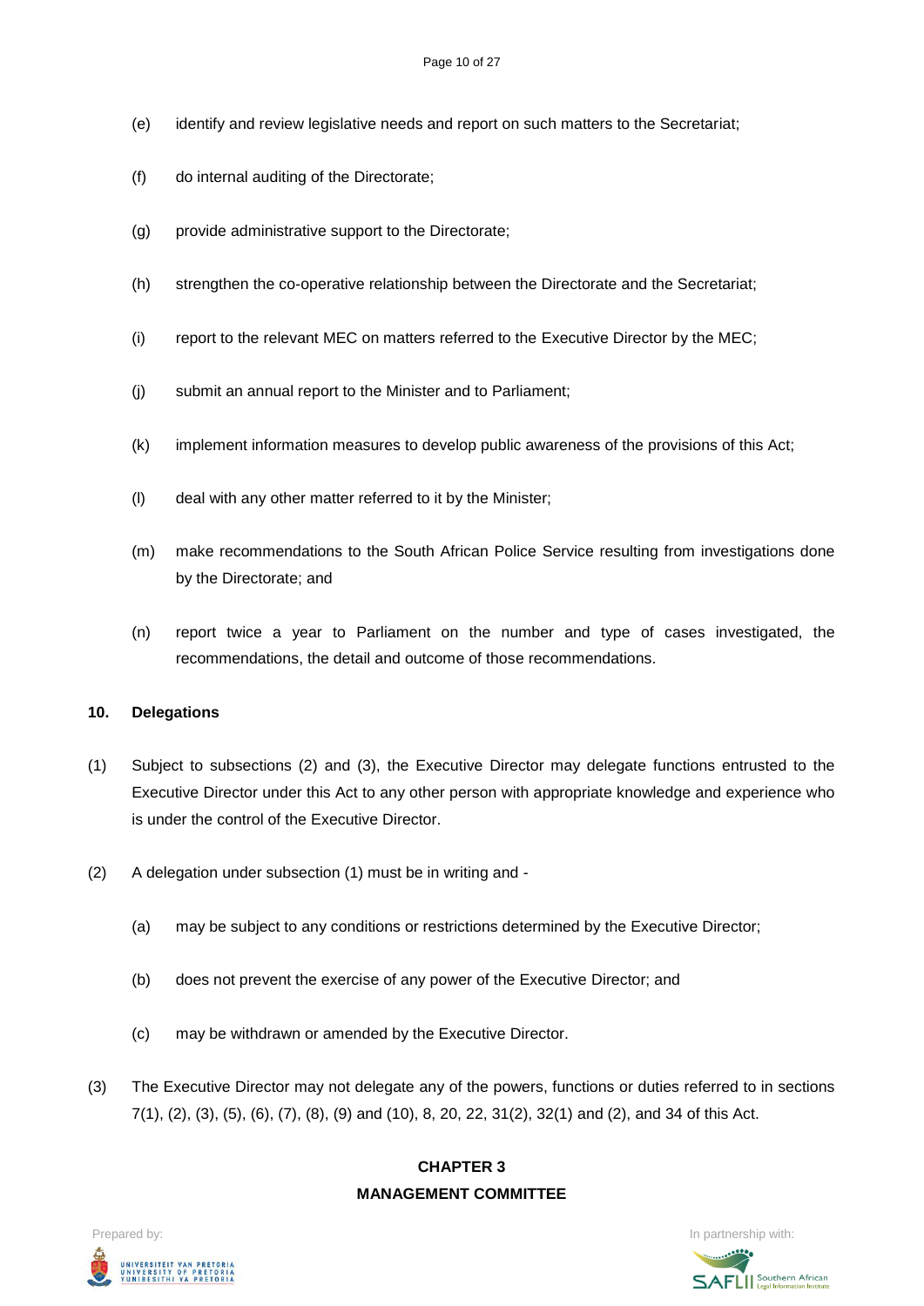(e) identify and review legislative needs and report on such matters to the Secretariat;

(f) do internal auditing of the Directorate;

(g) provide administrative support to the Directorate;

(h) strengthen the co-operative relationship between the Directorate and the Secretariat;

(i) report to the relevant MEC on matters referred to the Executive Director by the MEC;

(j) submit an annual report to the Minister and to Parliament;

(k) implement information measures to develop public awareness of the provisions of this Act;

(l) deal with any other matter referred to it by the Minister;

(m) make recommendations to the South African Police Service resulting from investigations done by the Directorate; and

(n) report twice a year to Parliament on the number and type of cases investigated, the recommendations, the detail and outcome of those recommendations.

**10. Delegations**

(1) Subject to subsections (2) and (3), the Executive Director may delegate functions entrusted to the Executive Director under this Act to any other person with appropriate knowledge and experience who is under the control of the Executive Director.

(2) A delegation under subsection (1) must be in writing and -

(a) may be subject to any conditions or restrictions determined by the Executive Director;

(b) does not prevent the exercise of any power of the Executive Director; and

(c) may be withdrawn or amended by the Executive Director.

(3) The Executive Director may not delegate any of the powers, functions or duties referred to in sections 7(1), (2), (3), (5), (6), (7), (8), (9) and (10), 8, 20, 22, 31(2), 32(1) and (2), and 34 of this Act.

## CHAPTER 3
## MANAGEMENT COMMITTEE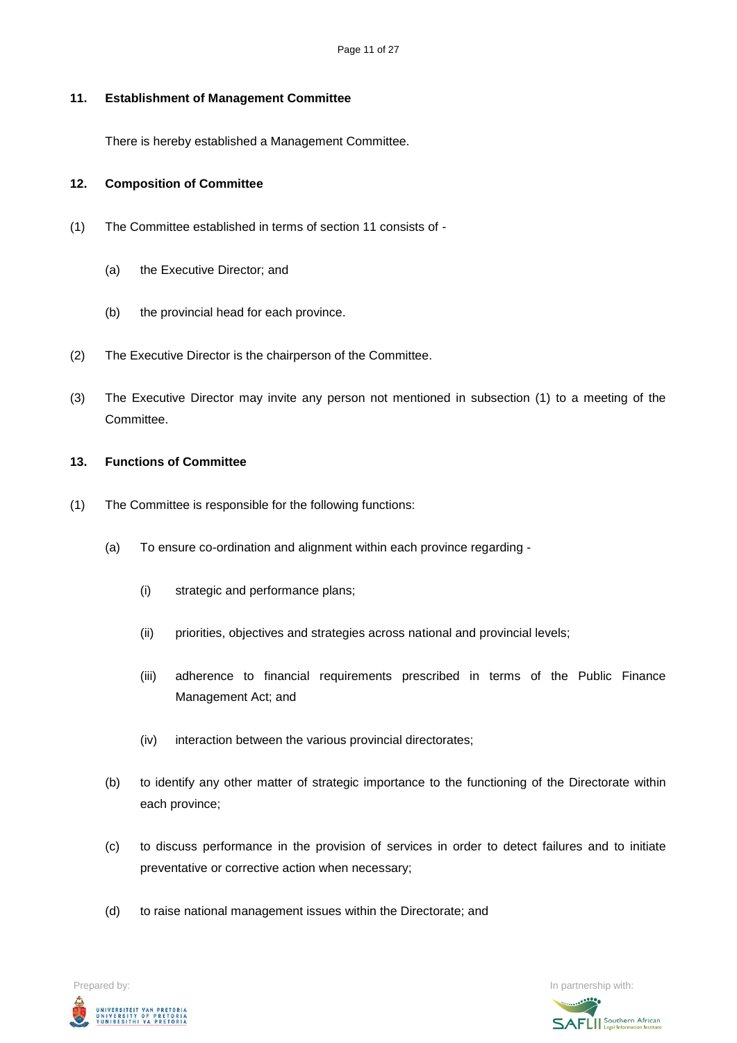**11. Establishment of Management Committee**

There is hereby established a Management Committee.

**12. Composition of Committee**

(1) The Committee established in terms of section 11 consists of -

(a) the Executive Director; and

(b) the provincial head for each province.

(2) The Executive Director is the chairperson of the Committee.

(3) The Executive Director may invite any person not mentioned in subsection (1) to a meeting of the Committee.

**13. Functions of Committee**

(1) The Committee is responsible for the following functions:

(a) To ensure co-ordination and alignment within each province regarding -

(i) strategic and performance plans;

(ii) priorities, objectives and strategies across national and provincial levels;

(iii) adherence to financial requirements prescribed in terms of the Public Finance Management Act; and

(iv) interaction between the various provincial directorates;

(b) to identify any other matter of strategic importance to the functioning of the Directorate within each province;

(c) to discuss performance in the provision of services in order to detect failures and to initiate preventative or corrective action when necessary;

(d) to raise national management issues within the Directorate; and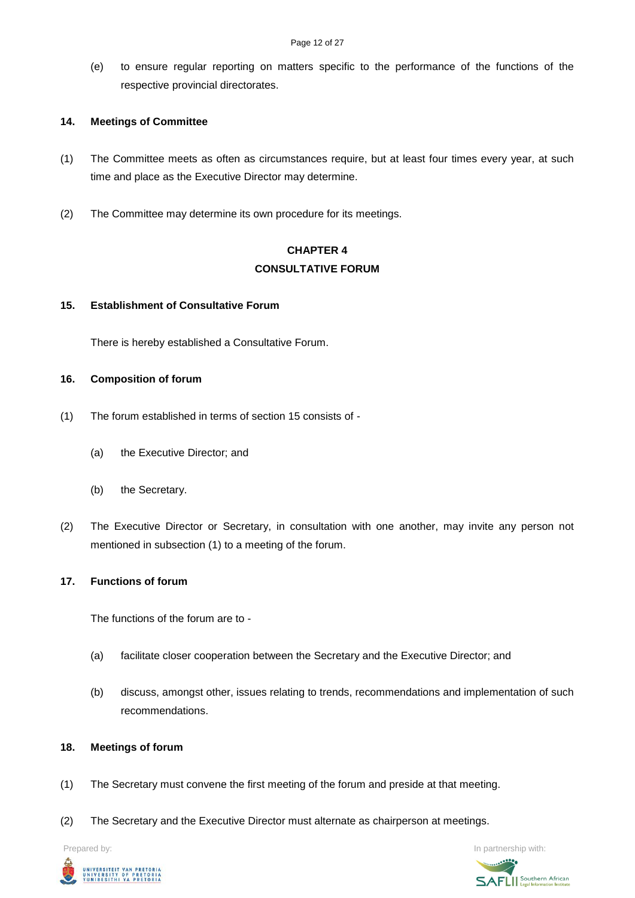(e) to ensure regular reporting on matters specific to the performance of the functions of the respective provincial directorates.

**14. Meetings of Committee**

(1) The Committee meets as often as circumstances require, but at least four times every year, at such time and place as the Executive Director may determine.

(2) The Committee may determine its own procedure for its meetings.

## CHAPTER 4
## CONSULTATIVE FORUM

**15. Establishment of Consultative Forum**

There is hereby established a Consultative Forum.

**16. Composition of forum**

(1) The forum established in terms of section 15 consists of -

(a) the Executive Director; and

(b) the Secretary.

(2) The Executive Director or Secretary, in consultation with one another, may invite any person not mentioned in subsection (1) to a meeting of the forum.

**17. Functions of forum**

The functions of the forum are to -

(a) facilitate closer cooperation between the Secretary and the Executive Director; and

(b) discuss, amongst other, issues relating to trends, recommendations and implementation of such recommendations.

**18. Meetings of forum**

(1) The Secretary must convene the first meeting of the forum and preside at that meeting.

(2) The Secretary and the Executive Director must alternate as chairperson at meetings.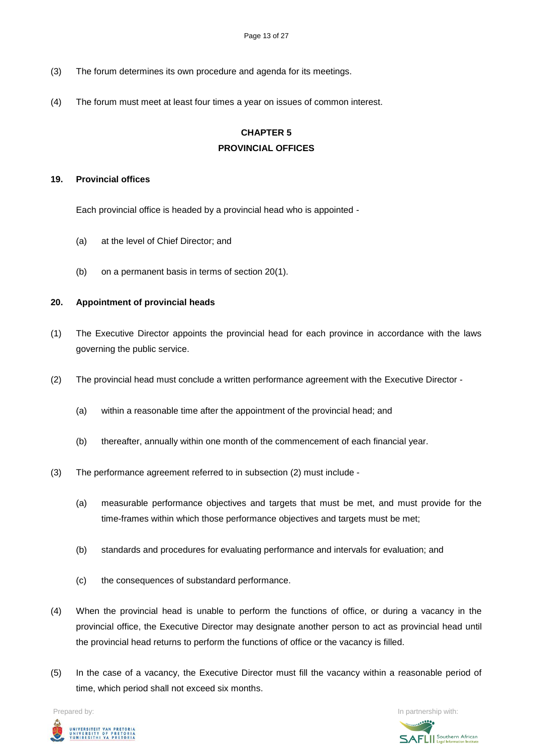(3) The forum determines its own procedure and agenda for its meetings.

(4) The forum must meet at least four times a year on issues of common interest.

## CHAPTER 5
## PROVINCIAL OFFICES

### 19. Provincial offices

Each provincial office is headed by a provincial head who is appointed -

(a) at the level of Chief Director; and

(b) on a permanent basis in terms of section 20(1).

### 20. Appointment of provincial heads

(1) The Executive Director appoints the provincial head for each province in accordance with the laws governing the public service.

(2) The provincial head must conclude a written performance agreement with the Executive Director -

(a) within a reasonable time after the appointment of the provincial head; and

(b) thereafter, annually within one month of the commencement of each financial year.

(3) The performance agreement referred to in subsection (2) must include -

(a) measurable performance objectives and targets that must be met, and must provide for the time-frames within which those performance objectives and targets must be met;

(b) standards and procedures for evaluating performance and intervals for evaluation; and

(c) the consequences of substandard performance.

(4) When the provincial head is unable to perform the functions of office, or during a vacancy in the provincial office, the Executive Director may designate another person to act as provincial head until the provincial head returns to perform the functions of office or the vacancy is filled.

(5) In the case of a vacancy, the Executive Director must fill the vacancy within a reasonable period of time, which period shall not exceed six months.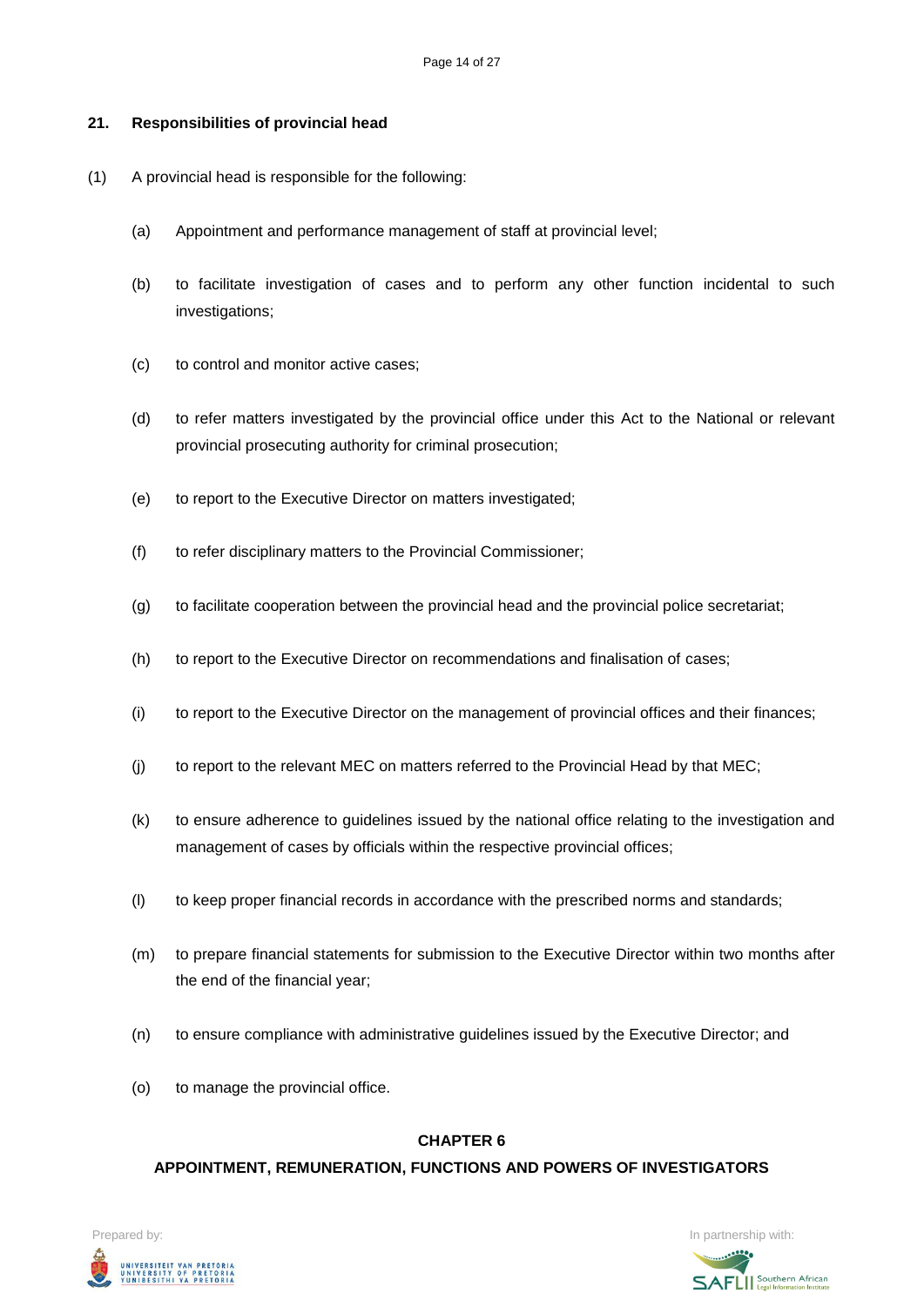### 21. Responsibilities of provincial head

(1) A provincial head is responsible for the following:

(a) Appointment and performance management of staff at provincial level;

(b) to facilitate investigation of cases and to perform any other function incidental to such investigations;

(c) to control and monitor active cases;

(d) to refer matters investigated by the provincial office under this Act to the National or relevant provincial prosecuting authority for criminal prosecution;

(e) to report to the Executive Director on matters investigated;

(f) to refer disciplinary matters to the Provincial Commissioner;

(g) to facilitate cooperation between the provincial head and the provincial police secretariat;

(h) to report to the Executive Director on recommendations and finalisation of cases;

(i) to report to the Executive Director on the management of provincial offices and their finances;

(j) to report to the relevant MEC on matters referred to the Provincial Head by that MEC;

(k) to ensure adherence to guidelines issued by the national office relating to the investigation and management of cases by officials within the respective provincial offices;

(l) to keep proper financial records in accordance with the prescribed norms and standards;

(m) to prepare financial statements for submission to the Executive Director within two months after the end of the financial year;

(n) to ensure compliance with administrative guidelines issued by the Executive Director; and

(o) to manage the provincial office.

## CHAPTER 6

## APPOINTMENT, REMUNERATION, FUNCTIONS AND POWERS OF INVESTIGATORS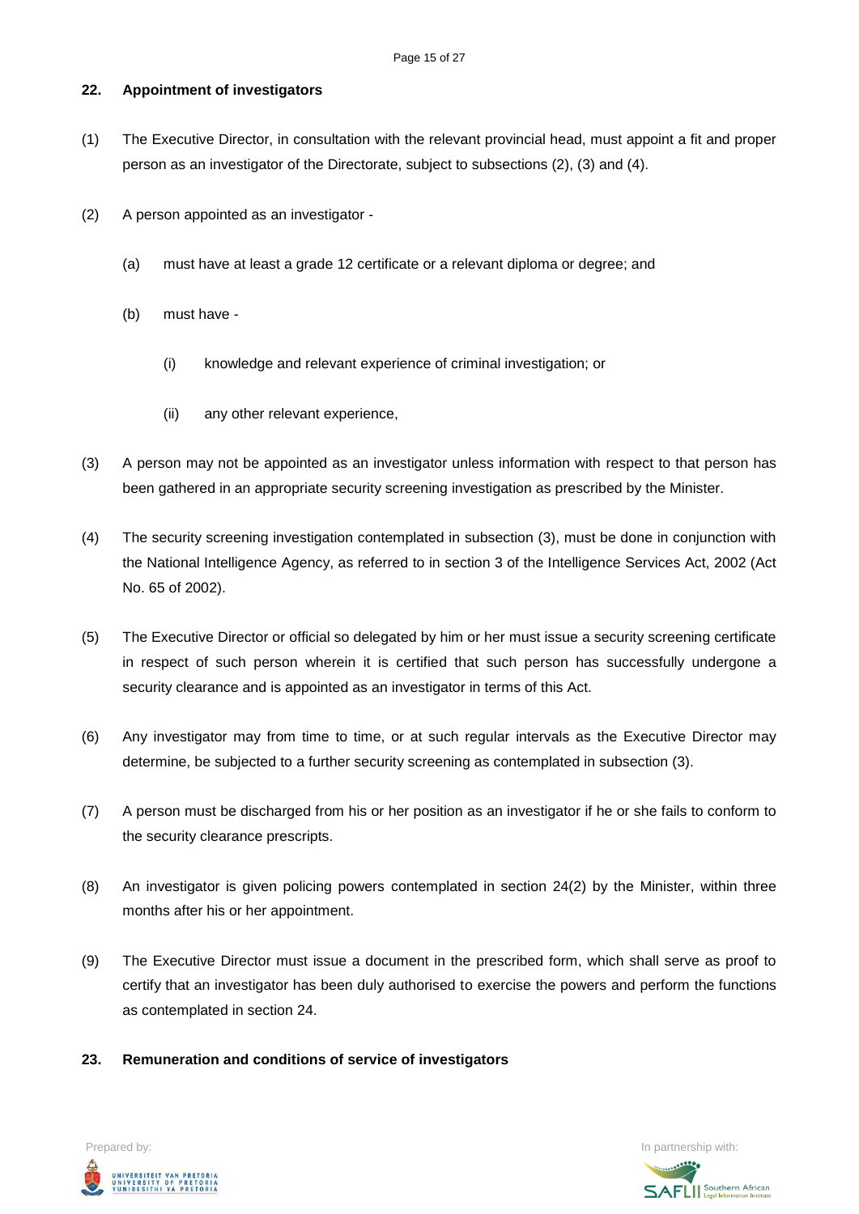**22. Appointment of investigators**

(1) The Executive Director, in consultation with the relevant provincial head, must appoint a fit and proper person as an investigator of the Directorate, subject to subsections (2), (3) and (4).

(2) A person appointed as an investigator -

(a) must have at least a grade 12 certificate or a relevant diploma or degree; and

(b) must have -

(i) knowledge and relevant experience of criminal investigation; or

(ii) any other relevant experience,

(3) A person may not be appointed as an investigator unless information with respect to that person has been gathered in an appropriate security screening investigation as prescribed by the Minister.

(4) The security screening investigation contemplated in subsection (3), must be done in conjunction with the National Intelligence Agency, as referred to in section 3 of the Intelligence Services Act, 2002 (Act No. 65 of 2002).

(5) The Executive Director or official so delegated by him or her must issue a security screening certificate in respect of such person wherein it is certified that such person has successfully undergone a security clearance and is appointed as an investigator in terms of this Act.

(6) Any investigator may from time to time, or at such regular intervals as the Executive Director may determine, be subjected to a further security screening as contemplated in subsection (3).

(7) A person must be discharged from his or her position as an investigator if he or she fails to conform to the security clearance prescripts.

(8) An investigator is given policing powers contemplated in section 24(2) by the Minister, within three months after his or her appointment.

(9) The Executive Director must issue a document in the prescribed form, which shall serve as proof to certify that an investigator has been duly authorised to exercise the powers and perform the functions as contemplated in section 24.

**23. Remuneration and conditions of service of investigators**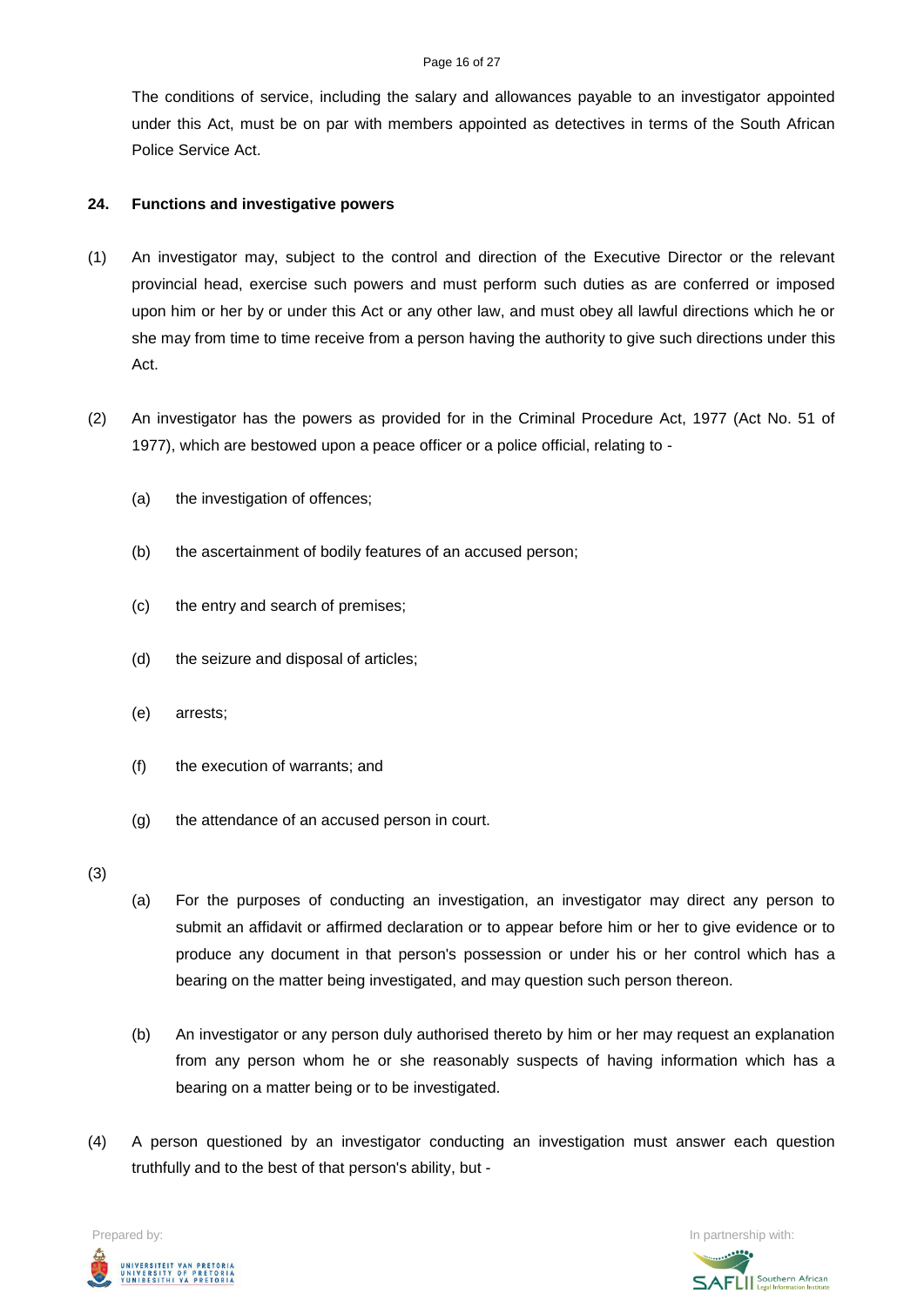The conditions of service, including the salary and allowances payable to an investigator appointed under this Act, must be on par with members appointed as detectives in terms of the South African Police Service Act.

**24. Functions and investigative powers**

(1) An investigator may, subject to the control and direction of the Executive Director or the relevant provincial head, exercise such powers and must perform such duties as are conferred or imposed upon him or her by or under this Act or any other law, and must obey all lawful directions which he or she may from time to time receive from a person having the authority to give such directions under this Act.

(2) An investigator has the powers as provided for in the Criminal Procedure Act, 1977 (Act No. 51 of 1977), which are bestowed upon a peace officer or a police official, relating to -

(a) the investigation of offences;

(b) the ascertainment of bodily features of an accused person;

(c) the entry and search of premises;

(d) the seizure and disposal of articles;

(e) arrests;

(f) the execution of warrants; and

(g) the attendance of an accused person in court.

(3)

(a) For the purposes of conducting an investigation, an investigator may direct any person to submit an affidavit or affirmed declaration or to appear before him or her to give evidence or to produce any document in that person's possession or under his or her control which has a bearing on the matter being investigated, and may question such person thereon.

(b) An investigator or any person duly authorised thereto by him or her may request an explanation from any person whom he or she reasonably suspects of having information which has a bearing on a matter being or to be investigated.

(4) A person questioned by an investigator conducting an investigation must answer each question truthfully and to the best of that person's ability, but -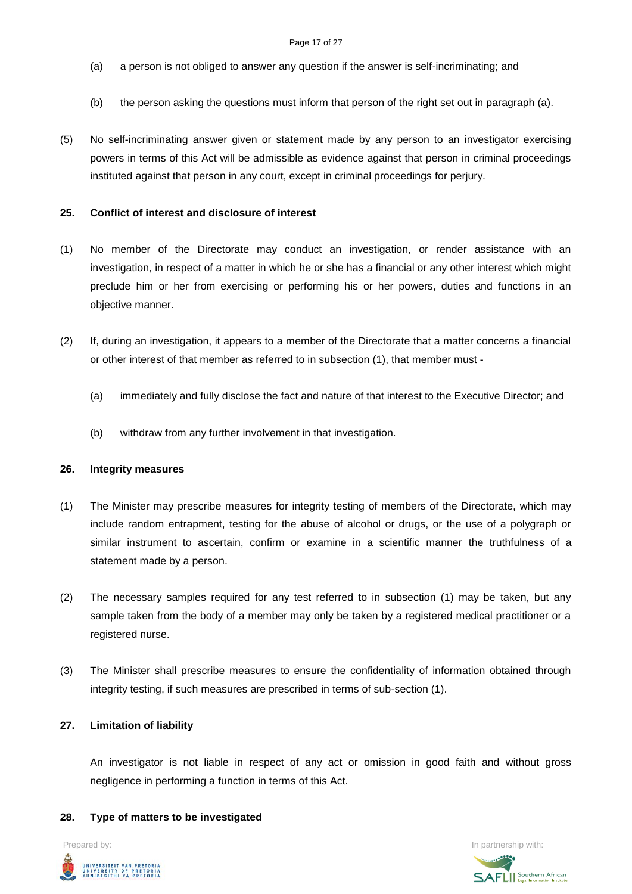(a) a person is not obliged to answer any question if the answer is self-incriminating; and

(b) the person asking the questions must inform that person of the right set out in paragraph (a).

(5) No self-incriminating answer given or statement made by any person to an investigator exercising powers in terms of this Act will be admissible as evidence against that person in criminal proceedings instituted against that person in any court, except in criminal proceedings for perjury.

**25. Conflict of interest and disclosure of interest**

(1) No member of the Directorate may conduct an investigation, or render assistance with an investigation, in respect of a matter in which he or she has a financial or any other interest which might preclude him or her from exercising or performing his or her powers, duties and functions in an objective manner.

(2) If, during an investigation, it appears to a member of the Directorate that a matter concerns a financial or other interest of that member as referred to in subsection (1), that member must -

(a) immediately and fully disclose the fact and nature of that interest to the Executive Director; and

(b) withdraw from any further involvement in that investigation.

**26. Integrity measures**

(1) The Minister may prescribe measures for integrity testing of members of the Directorate, which may include random entrapment, testing for the abuse of alcohol or drugs, or the use of a polygraph or similar instrument to ascertain, confirm or examine in a scientific manner the truthfulness of a statement made by a person.

(2) The necessary samples required for any test referred to in subsection (1) may be taken, but any sample taken from the body of a member may only be taken by a registered medical practitioner or a registered nurse.

(3) The Minister shall prescribe measures to ensure the confidentiality of information obtained through integrity testing, if such measures are prescribed in terms of sub-section (1).

**27. Limitation of liability**

An investigator is not liable in respect of any act or omission in good faith and without gross negligence in performing a function in terms of this Act.

**28. Type of matters to be investigated**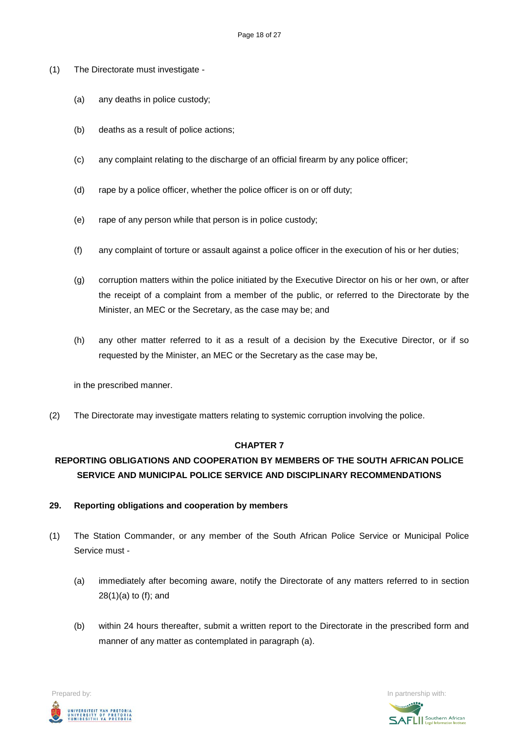(1) The Directorate must investigate -

(a) any deaths in police custody;

(b) deaths as a result of police actions;

(c) any complaint relating to the discharge of an official firearm by any police officer;

(d) rape by a police officer, whether the police officer is on or off duty;

(e) rape of any person while that person is in police custody;

(f) any complaint of torture or assault against a police officer in the execution of his or her duties;

(g) corruption matters within the police initiated by the Executive Director on his or her own, or after the receipt of a complaint from a member of the public, or referred to the Directorate by the Minister, an MEC or the Secretary, as the case may be; and

(h) any other matter referred to it as a result of a decision by the Executive Director, or if so requested by the Minister, an MEC or the Secretary as the case may be,

in the prescribed manner.

(2) The Directorate may investigate matters relating to systemic corruption involving the police.

## CHAPTER 7

## REPORTING OBLIGATIONS AND COOPERATION BY MEMBERS OF THE SOUTH AFRICAN POLICE SERVICE AND MUNICIPAL POLICE SERVICE AND DISCIPLINARY RECOMMENDATIONS

### 29. Reporting obligations and cooperation by members

(1) The Station Commander, or any member of the South African Police Service or Municipal Police Service must -

(a) immediately after becoming aware, notify the Directorate of any matters referred to in section 28(1)(a) to (f); and

(b) within 24 hours thereafter, submit a written report to the Directorate in the prescribed form and manner of any matter as contemplated in paragraph (a).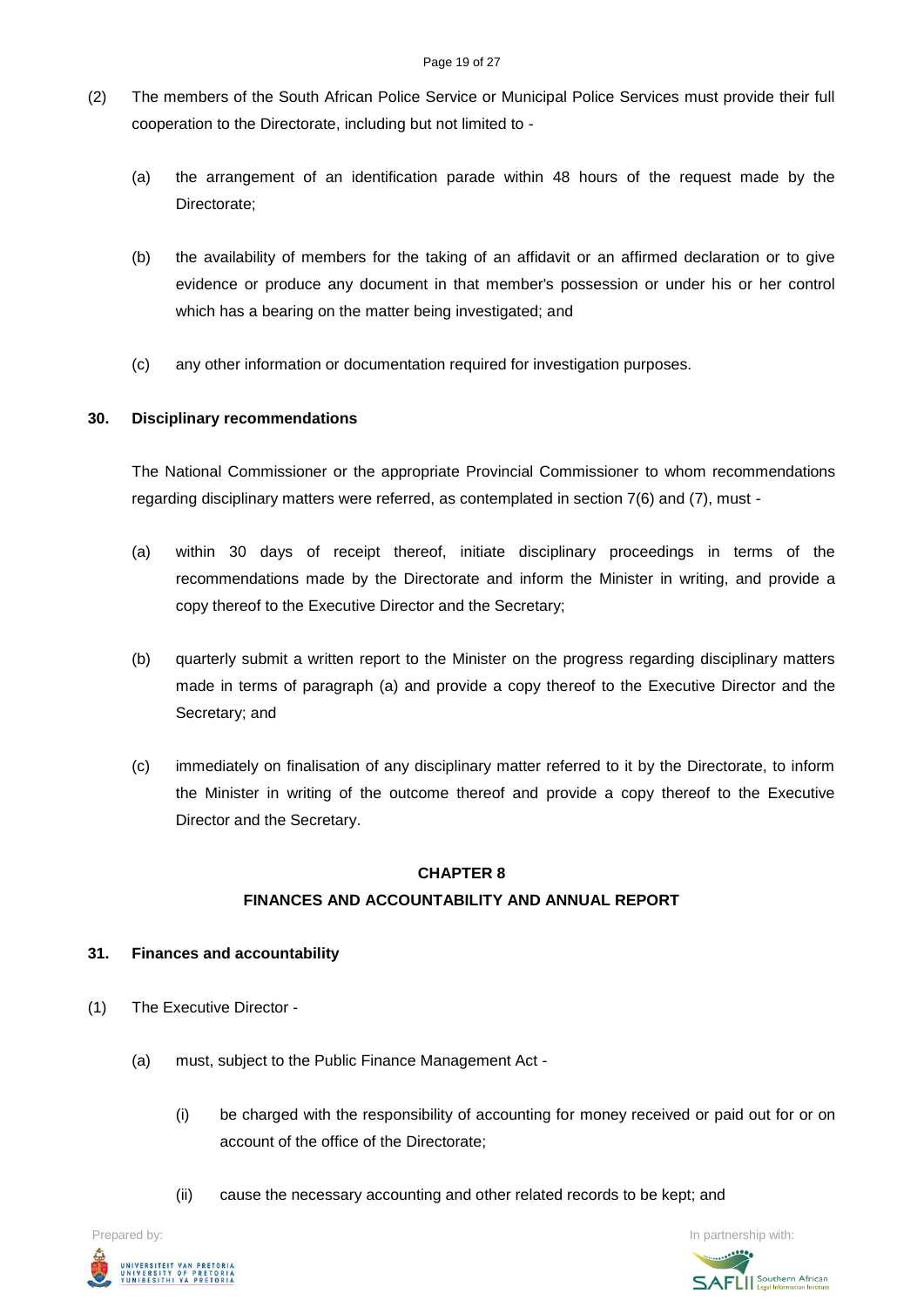(2) The members of the South African Police Service or Municipal Police Services must provide their full cooperation to the Directorate, including but not limited to -

(a) the arrangement of an identification parade within 48 hours of the request made by the Directorate;

(b) the availability of members for the taking of an affidavit or an affirmed declaration or to give evidence or produce any document in that member's possession or under his or her control which has a bearing on the matter being investigated; and

(c) any other information or documentation required for investigation purposes.

**30. Disciplinary recommendations**

The National Commissioner or the appropriate Provincial Commissioner to whom recommendations regarding disciplinary matters were referred, as contemplated in section 7(6) and (7), must -

(a) within 30 days of receipt thereof, initiate disciplinary proceedings in terms of the recommendations made by the Directorate and inform the Minister in writing, and provide a copy thereof to the Executive Director and the Secretary;

(b) quarterly submit a written report to the Minister on the progress regarding disciplinary matters made in terms of paragraph (a) and provide a copy thereof to the Executive Director and the Secretary; and

(c) immediately on finalisation of any disciplinary matter referred to it by the Directorate, to inform the Minister in writing of the outcome thereof and provide a copy thereof to the Executive Director and the Secretary.

## CHAPTER 8

## FINANCES AND ACCOUNTABILITY AND ANNUAL REPORT

**31. Finances and accountability**

(1) The Executive Director -

(a) must, subject to the Public Finance Management Act -

(i) be charged with the responsibility of accounting for money received or paid out for or on account of the office of the Directorate;

(ii) cause the necessary accounting and other related records to be kept; and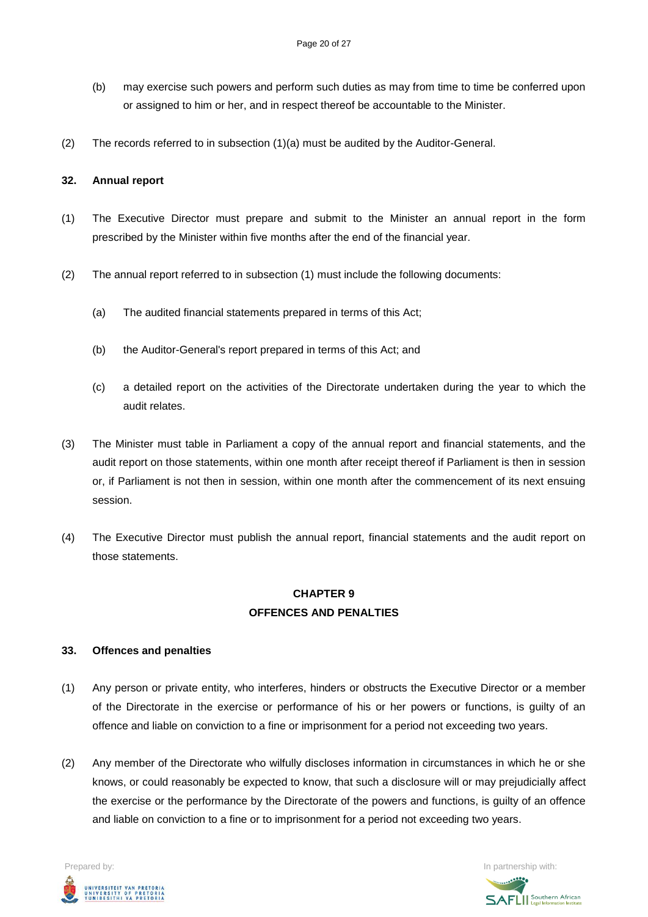(b) may exercise such powers and perform such duties as may from time to time be conferred upon or assigned to him or her, and in respect thereof be accountable to the Minister.

(2) The records referred to in subsection (1)(a) must be audited by the Auditor-General.

### 32. Annual report

(1) The Executive Director must prepare and submit to the Minister an annual report in the form prescribed by the Minister within five months after the end of the financial year.

(2) The annual report referred to in subsection (1) must include the following documents:

(a) The audited financial statements prepared in terms of this Act;

(b) the Auditor-General's report prepared in terms of this Act; and

(c) a detailed report on the activities of the Directorate undertaken during the year to which the audit relates.

(3) The Minister must table in Parliament a copy of the annual report and financial statements, and the audit report on those statements, within one month after receipt thereof if Parliament is then in session or, if Parliament is not then in session, within one month after the commencement of its next ensuing session.

(4) The Executive Director must publish the annual report, financial statements and the audit report on those statements.

## CHAPTER 9
## OFFENCES AND PENALTIES

### 33. Offences and penalties

(1) Any person or private entity, who interferes, hinders or obstructs the Executive Director or a member of the Directorate in the exercise or performance of his or her powers or functions, is guilty of an offence and liable on conviction to a fine or imprisonment for a period not exceeding two years.

(2) Any member of the Directorate who wilfully discloses information in circumstances in which he or she knows, or could reasonably be expected to know, that such a disclosure will or may prejudicially affect the exercise or the performance by the Directorate of the powers and functions, is guilty of an offence and liable on conviction to a fine or to imprisonment for a period not exceeding two years.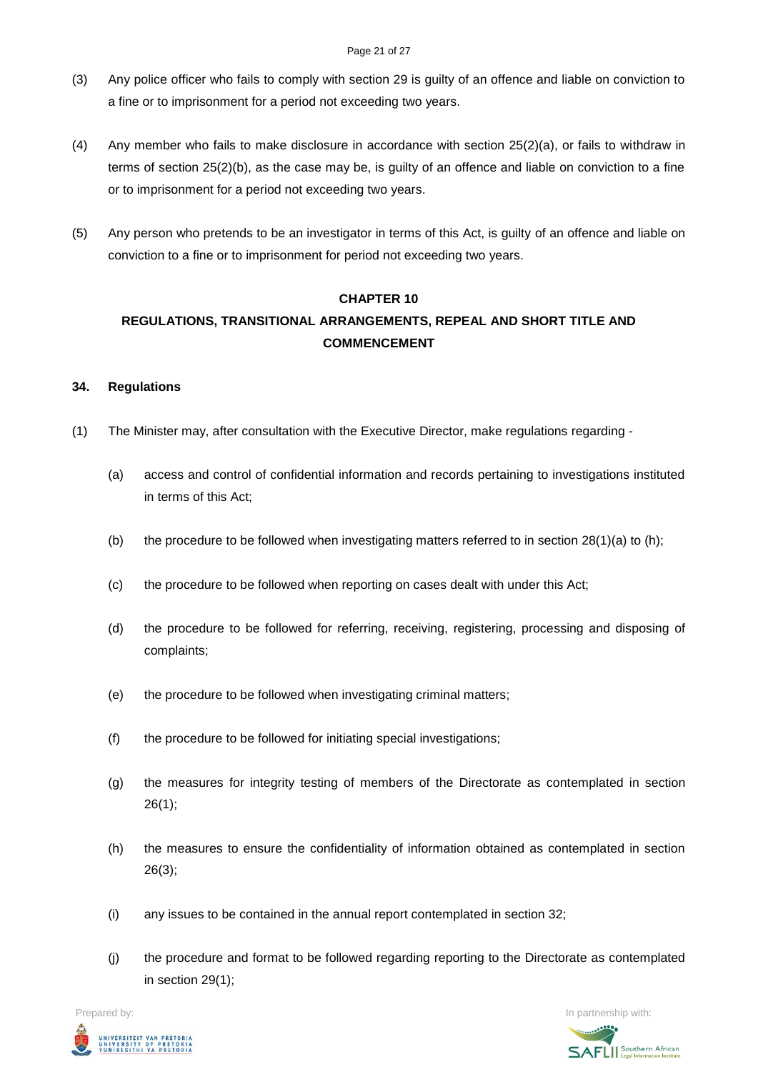(3) Any police officer who fails to comply with section 29 is guilty of an offence and liable on conviction to a fine or to imprisonment for a period not exceeding two years.

(4) Any member who fails to make disclosure in accordance with section 25(2)(a), or fails to withdraw in terms of section 25(2)(b), as the case may be, is guilty of an offence and liable on conviction to a fine or to imprisonment for a period not exceeding two years.

(5) Any person who pretends to be an investigator in terms of this Act, is guilty of an offence and liable on conviction to a fine or to imprisonment for period not exceeding two years.

## CHAPTER 10

## REGULATIONS, TRANSITIONAL ARRANGEMENTS, REPEAL AND SHORT TITLE AND COMMENCEMENT

### 34. Regulations

(1) The Minister may, after consultation with the Executive Director, make regulations regarding -

(a) access and control of confidential information and records pertaining to investigations instituted in terms of this Act;

(b) the procedure to be followed when investigating matters referred to in section 28(1)(a) to (h);

(c) the procedure to be followed when reporting on cases dealt with under this Act;

(d) the procedure to be followed for referring, receiving, registering, processing and disposing of complaints;

(e) the procedure to be followed when investigating criminal matters;

(f) the procedure to be followed for initiating special investigations;

(g) the measures for integrity testing of members of the Directorate as contemplated in section 26(1);

(h) the measures to ensure the confidentiality of information obtained as contemplated in section 26(3);

(i) any issues to be contained in the annual report contemplated in section 32;

(j) the procedure and format to be followed regarding reporting to the Directorate as contemplated in section 29(1);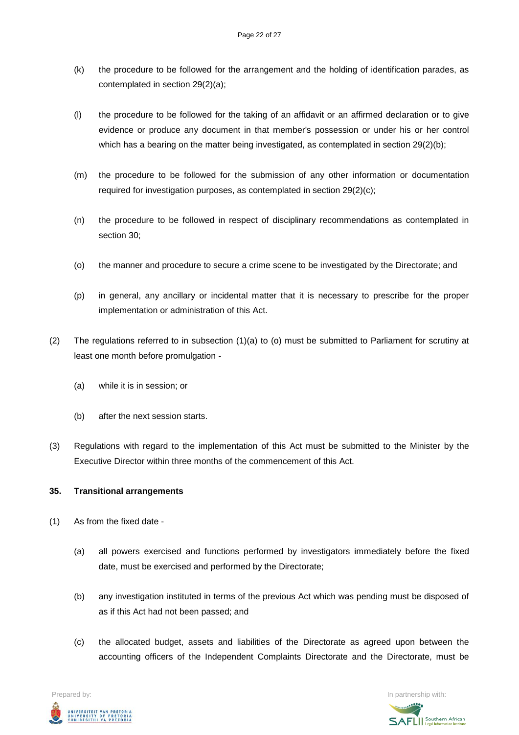(k) the procedure to be followed for the arrangement and the holding of identification parades, as contemplated in section 29(2)(a);

(l) the procedure to be followed for the taking of an affidavit or an affirmed declaration or to give evidence or produce any document in that member's possession or under his or her control which has a bearing on the matter being investigated, as contemplated in section 29(2)(b);

(m) the procedure to be followed for the submission of any other information or documentation required for investigation purposes, as contemplated in section 29(2)(c);

(n) the procedure to be followed in respect of disciplinary recommendations as contemplated in section 30;

(o) the manner and procedure to secure a crime scene to be investigated by the Directorate; and

(p) in general, any ancillary or incidental matter that it is necessary to prescribe for the proper implementation or administration of this Act.

(2) The regulations referred to in subsection (1)(a) to (o) must be submitted to Parliament for scrutiny at least one month before promulgation -

(a) while it is in session; or

(b) after the next session starts.

(3) Regulations with regard to the implementation of this Act must be submitted to the Minister by the Executive Director within three months of the commencement of this Act.

**35. Transitional arrangements**

(1) As from the fixed date -

(a) all powers exercised and functions performed by investigators immediately before the fixed date, must be exercised and performed by the Directorate;

(b) any investigation instituted in terms of the previous Act which was pending must be disposed of as if this Act had not been passed; and

(c) the allocated budget, assets and liabilities of the Directorate as agreed upon between the accounting officers of the Independent Complaints Directorate and the Directorate, must be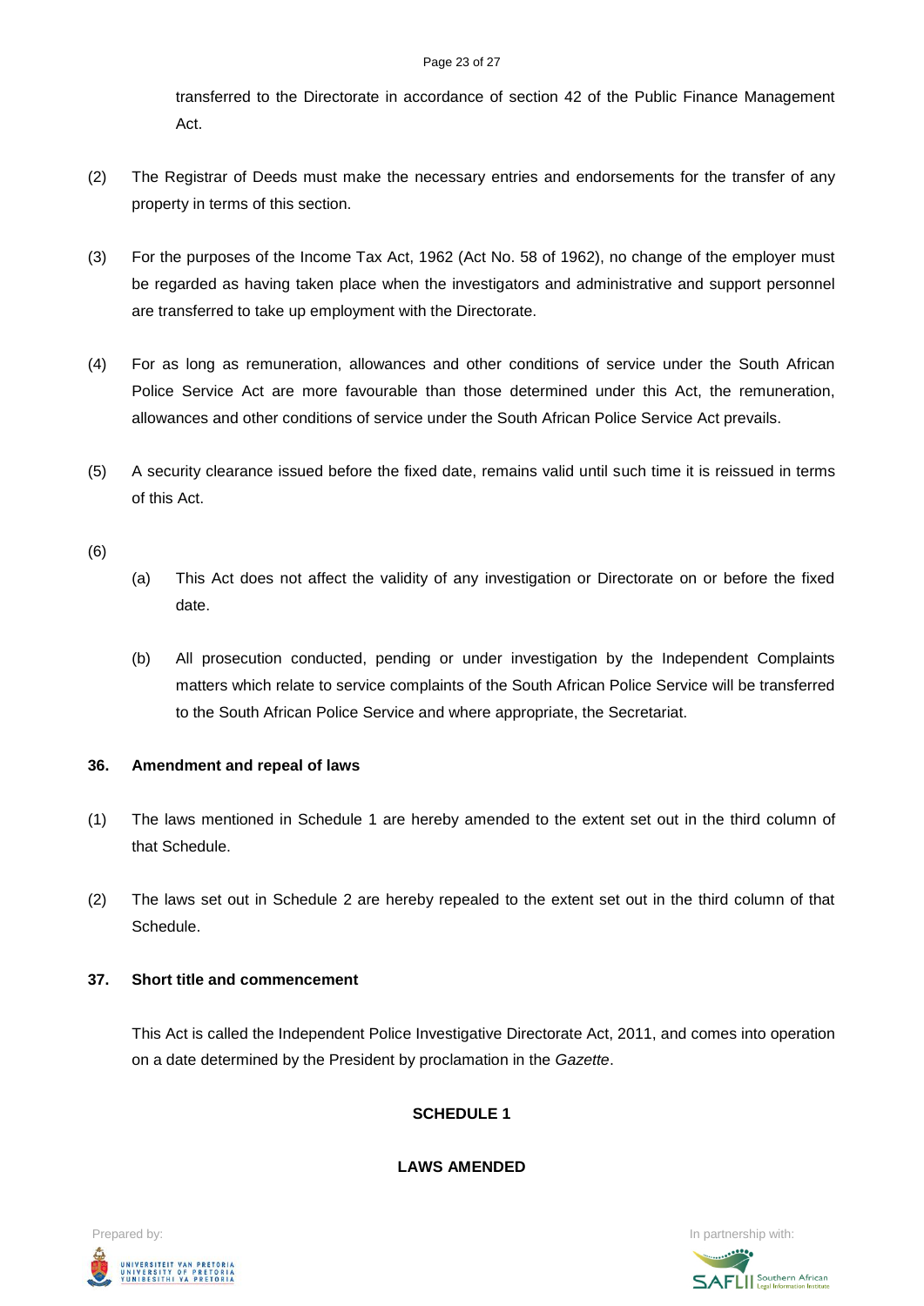transferred to the Directorate in accordance of section 42 of the Public Finance Management Act.

(2) The Registrar of Deeds must make the necessary entries and endorsements for the transfer of any property in terms of this section.

(3) For the purposes of the Income Tax Act, 1962 (Act No. 58 of 1962), no change of the employer must be regarded as having taken place when the investigators and administrative and support personnel are transferred to take up employment with the Directorate.

(4) For as long as remuneration, allowances and other conditions of service under the South African Police Service Act are more favourable than those determined under this Act, the remuneration, allowances and other conditions of service under the South African Police Service Act prevails.

(5) A security clearance issued before the fixed date, remains valid until such time it is reissued in terms of this Act.

(6)

(a) This Act does not affect the validity of any investigation or Directorate on or before the fixed date.

(b) All prosecution conducted, pending or under investigation by the Independent Complaints matters which relate to service complaints of the South African Police Service will be transferred to the South African Police Service and where appropriate, the Secretariat.

**36. Amendment and repeal of laws**

(1) The laws mentioned in Schedule 1 are hereby amended to the extent set out in the third column of that Schedule.

(2) The laws set out in Schedule 2 are hereby repealed to the extent set out in the third column of that Schedule.

**37. Short title and commencement**

This Act is called the Independent Police Investigative Directorate Act, 2011, and comes into operation on a date determined by the President by proclamation in the *Gazette*.

**SCHEDULE 1**

**LAWS AMENDED**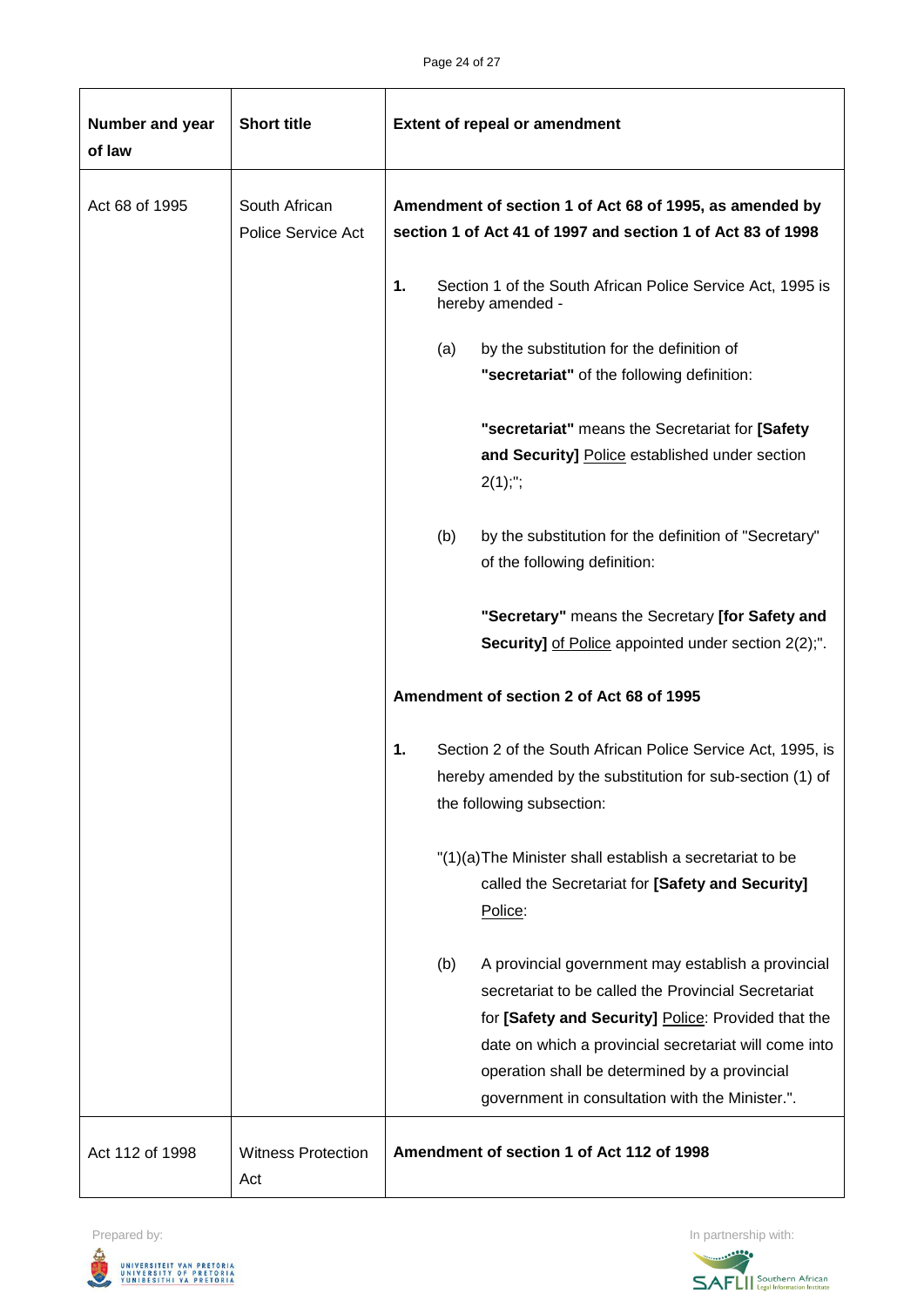| Number and year of law | Short title | Extent of repeal or amendment |
|---|---|---|
| Act 68 of 1995 | South African Police Service Act | **Amendment of section 1 of Act 68 of 1995, as amended by section 1 of Act 41 of 1997 and section 1 of Act 83 of 1998**<br><br>**1.** Section 1 of the South African Police Service Act, 1995 is hereby amended -<br><br>(a) by the substitution for the definition of **"secretariat"** of the following definition:<br><br>**"secretariat"** means the Secretariat for **[Safety and Security]** <u>Police</u> established under section 2(1);";<br><br>(b) by the substitution for the definition of "Secretary" of the following definition:<br><br>**"Secretary"** means the Secretary **[for Safety and Security]** <u>of Police</u> appointed under section 2(2);".<br><br>**Amendment of section 2 of Act 68 of 1995**<br><br>**1.** Section 2 of the South African Police Service Act, 1995, is hereby amended by the substitution for sub-section (1) of the following subsection:<br><br>"(1)(a) The Minister shall establish a secretariat to be called the Secretariat for **[Safety and Security]** <u>Police</u>:<br><br>(b) A provincial government may establish a provincial secretariat to be called the Provincial Secretariat for **[Safety and Security]** <u>Police</u>: Provided that the date on which a provincial secretariat will come into operation shall be determined by a provincial government in consultation with the Minister.". |
| Act 112 of 1998 | Witness Protection Act | **Amendment of section 1 of Act 112 of 1998** |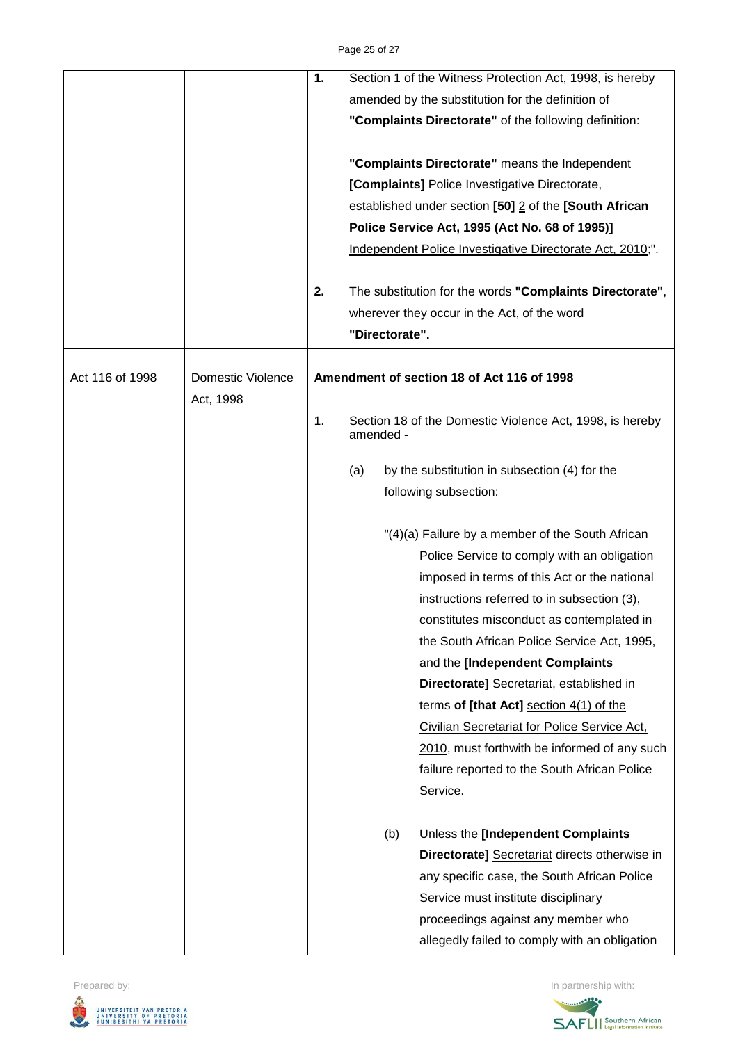| | | |
|---|---|---|
| | | **1.** Section 1 of the Witness Protection Act, 1998, is hereby amended by the substitution for the definition of **"Complaints Directorate"** of the following definition:<br><br>**"Complaints Directorate"** means the Independent **[Complaints]** <u>Police Investigative</u> Directorate, established under section **[50]** <u>2</u> of the **[South African Police Service Act, 1995 (Act No. 68 of 1995)]** <u>Independent Police Investigative Directorate Act, 2010</u>;".<br><br>**2.** The substitution for the words **"Complaints Directorate"**, wherever they occur in the Act, of the word **"Directorate".** |
| Act 116 of 1998 | Domestic Violence Act, 1998 | **Amendment of section 18 of Act 116 of 1998**<br><br>1. Section 18 of the Domestic Violence Act, 1998, is hereby amended -<br><br>(a) by the substitution in subsection (4) for the following subsection:<br><br>"(4)(a) Failure by a member of the South African Police Service to comply with an obligation imposed in terms of this Act or the national instructions referred to in subsection (3), constitutes misconduct as contemplated in the South African Police Service Act, 1995, and the **[Independent Complaints Directorate]** <u>Secretariat</u>, established in terms **of [that Act]** <u>section 4(1) of the Civilian Secretariat for Police Service Act, 2010</u>, must forthwith be informed of any such failure reported to the South African Police Service.<br><br>(b) Unless the **[Independent Complaints Directorate]** <u>Secretariat</u> directs otherwise in any specific case, the South African Police Service must institute disciplinary proceedings against any member who allegedly failed to comply with an obligation |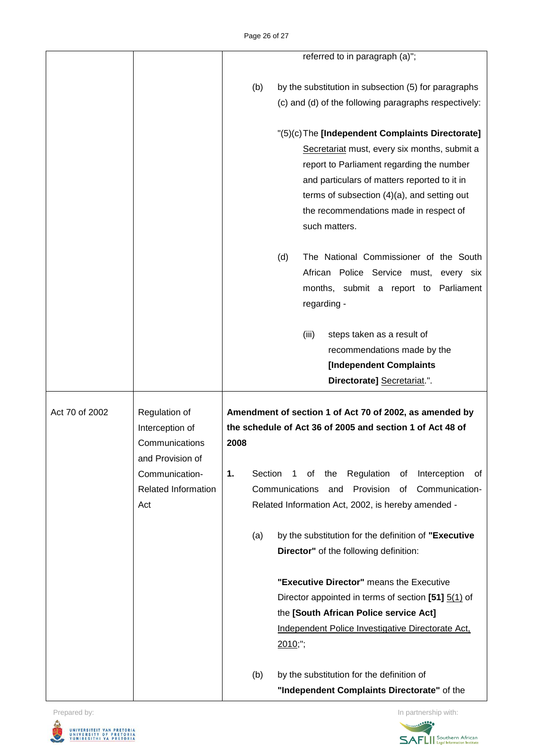| | | referred to in paragraph (a)";<br><br>(b) by the substitution in subsection (5) for paragraphs (c) and (d) of the following paragraphs respectively:<br><br>"(5)(c) The **[Independent Complaints Directorate]** <u>Secretariat</u> must, every six months, submit a report to Parliament regarding the number and particulars of matters reported to it in terms of subsection (4)(a), and setting out the recommendations made in respect of such matters.<br><br>(d) The National Commissioner of the South African Police Service must, every six months, submit a report to Parliament regarding -<br><br>(iii) steps taken as a result of recommendations made by the **[Independent Complaints Directorate]** <u>Secretariat</u>.". |
|---|---|---|
| Act 70 of 2002 | Regulation of Interception of Communications and Provision of Communication-Related Information Act | **Amendment of section 1 of Act 70 of 2002, as amended by the schedule of Act 36 of 2005 and section 1 of Act 48 of 2008**<br><br>**1.** Section 1 of the Regulation of Interception of Communications and Provision of Communication-Related Information Act, 2002, is hereby amended -<br><br>(a) by the substitution for the definition of **"Executive Director"** of the following definition:<br><br>**"Executive Director"** means the Executive Director appointed in terms of section **[51]** <u>5(1)</u> of the **[South African Police service Act]** <u>Independent Police Investigative Directorate Act, 2010</u>;";<br><br>(b) by the substitution for the definition of **"Independent Complaints Directorate"** of the |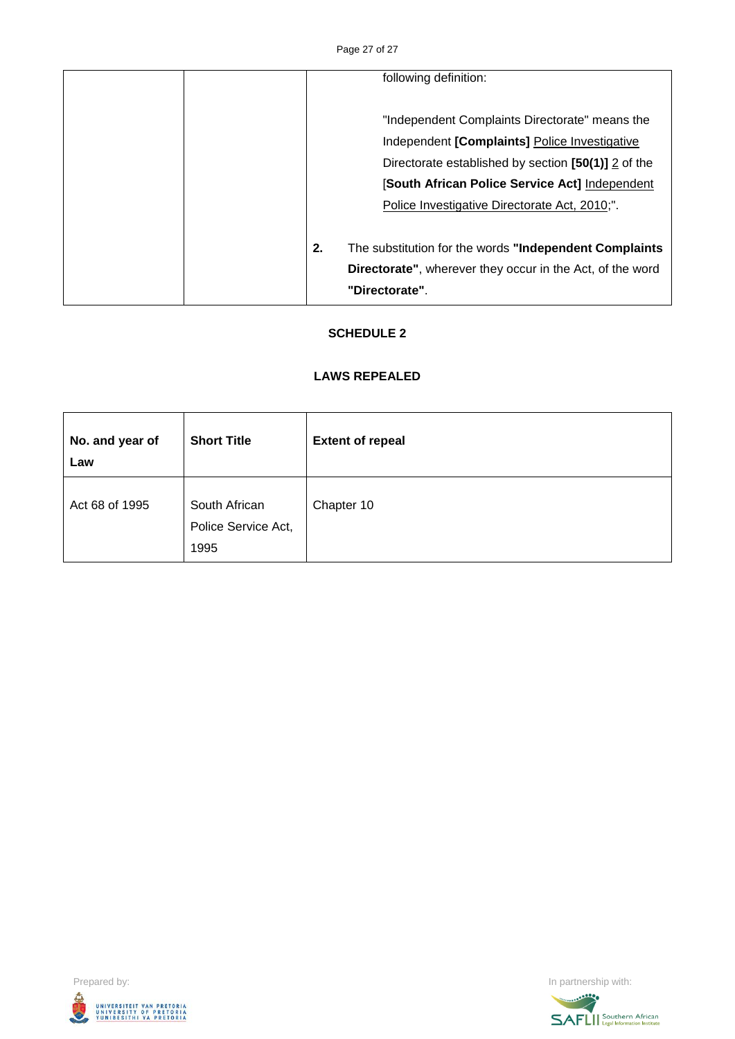| | | |
|---|---|---|
| | | following definition:<br><br>"Independent Complaints Directorate" means the Independent **[Complaints]** <u>Police Investigative</u> Directorate established by section **[50(1)]** <u>2</u> of the [**South African Police Service Act]** <u>Independent Police Investigative Directorate Act, 2010</u>;".<br><br>**2.** The substitution for the words **"Independent Complaints Directorate"**, wherever they occur in the Act, of the word **"Directorate"**. |

**SCHEDULE 2**

**LAWS REPEALED**

| **No. and year of Law** | **Short Title** | **Extent of repeal** |
|---|---|---|
| Act 68 of 1995 | South African Police Service Act, 1995 | Chapter 10 |

Prepared by: UNIVERSITEIT VAN PRETORIA UNIVERSITY OF PRETORIA YUNIBESITHI YA PRETORIA

In partnership with: SAFLII Southern African Legal Information Institute